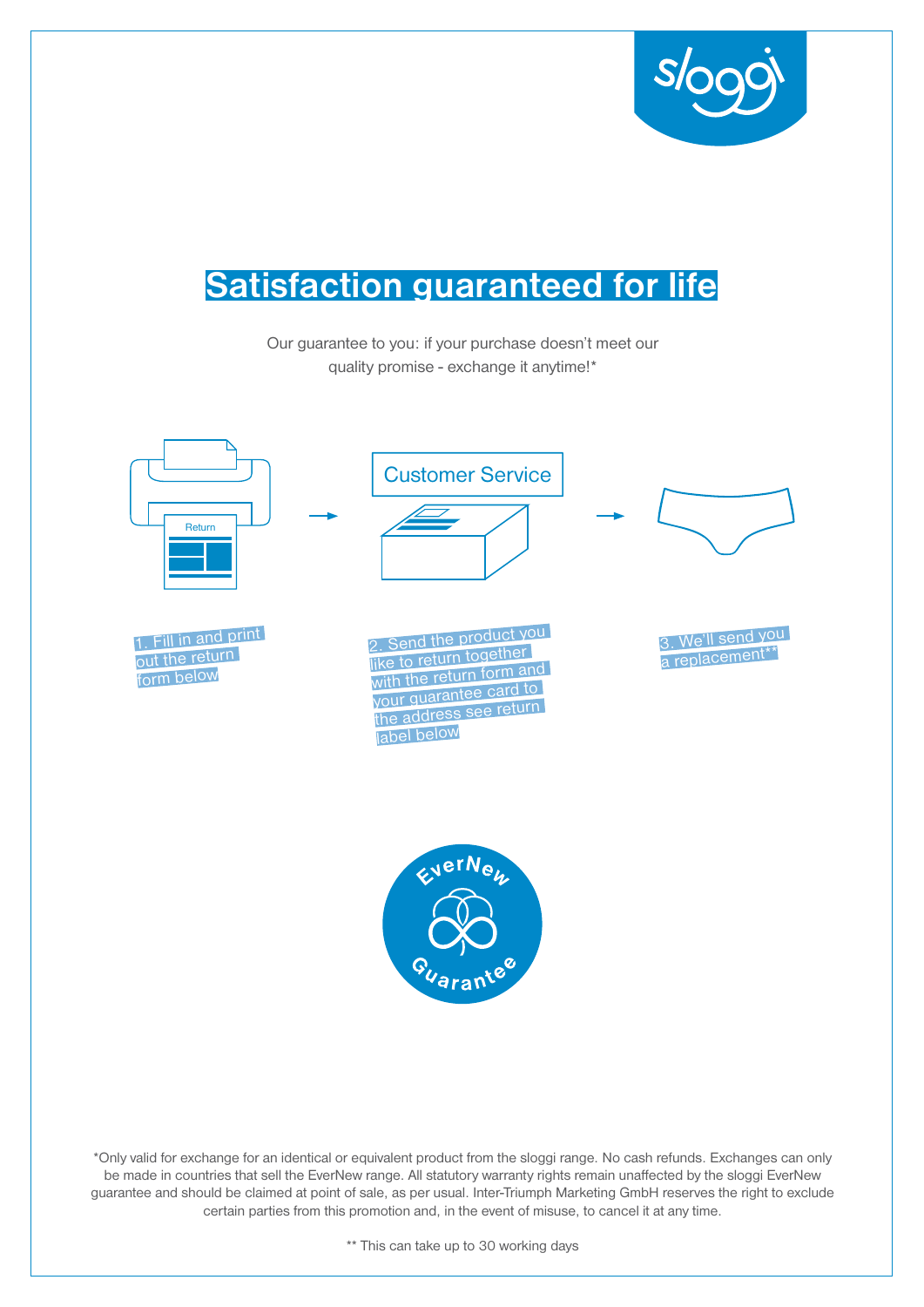# Satisfaction guaranteed for life

Our guarantee to you: if your purchase doesn't meet our quality promise - exchange it anytime!*

Return

Customer Service

1. Fill in and print out the return form below

2. Send the product you like to return together with the return form and your guarantee card to the address see return label below

3. We'll send you a replacement**

EverNew Guarantee

*Only valid for exchange for an identical or equivalent product from the sloggi range. No cash refunds. Exchanges can only be made in countries that sell the EverNew range. All statutory warranty rights remain unaffected by the sloggi EverNew guarantee and should be claimed at point of sale, as per usual. Inter-Triumph Marketing GmbH reserves the right to exclude certain parties from this promotion and, in the event of misuse, to cancel it at any time.

** This can take up to 30 working days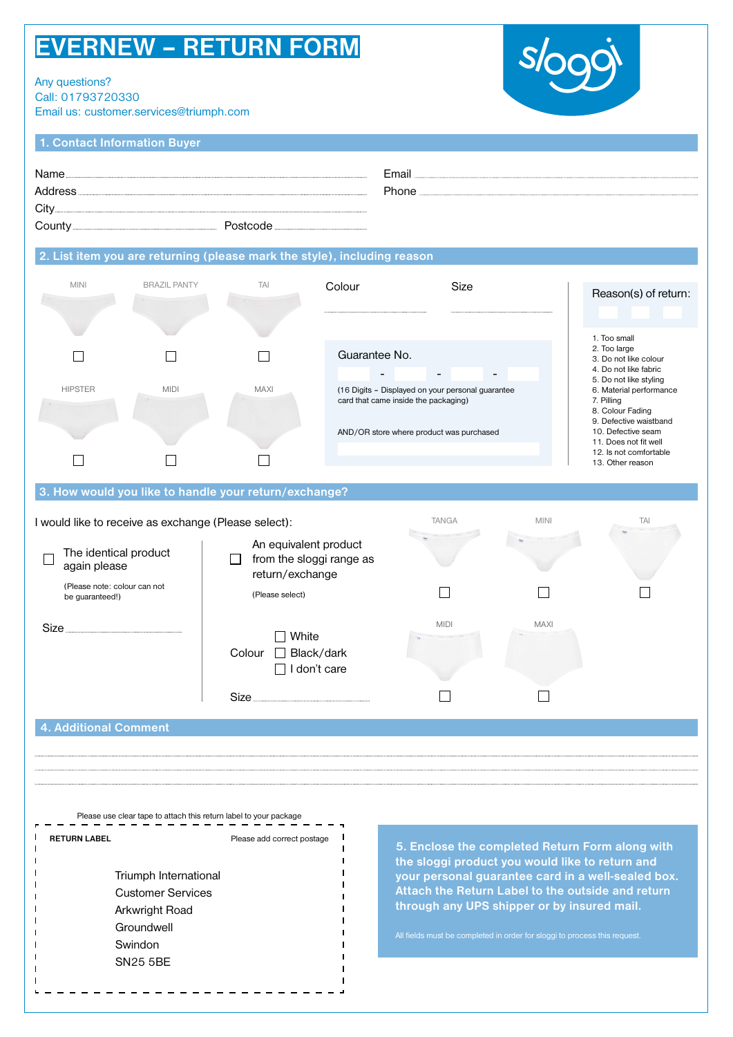# EVERNEW – RETURN FORM

Any questions?
Call: 01793720330
Email us: customer.services@triumph.com

## 1. Contact Information Buyer

Name ..................................................
Address ..................................................
City ..................................................
County .................................. Postcode ..................................

Email ..................................................
Phone ..................................................

## 2. List item you are returning (please mark the style), including reason

MINI ☐ | BRAZIL PANTY ☐ | TAI ☐

HIPSTER ☐ | MIDI ☐ | MAXI ☐

Colour ..................................
Size ..................................

Guarantee No.

____ - ____ - ____ - ____

(16 Digits – Displayed on your personal guarantee card that came inside the packaging)

AND/OR store where product was purchased

..................................

Reason(s) of return:

1. Too small
2. Too large
3. Do not like colour
4. Do not like fabric
5. Do not like styling
6. Material performance
7. Pilling
8. Colour Fading
9. Defective waistband
10. Defective seam
11. Does not fit well
12. Is not comfortable
13. Other reason

## 3. How would you like to handle your return/exchange?

I would like to receive as exchange (Please select):

☐ The identical product again please

(Please note: colour can not be guaranteed!)

Size ..................................

☐ An equivalent product from the sloggi range as return/exchange

(Please select)

Colour ☐ White ☐ Black/dark ☐ I don't care

Size ..................................

TANGA ☐ | MINI ☐ | TAI ☐

MIDI ☐ | MAXI ☐

## 4. Additional Comment

..................................................................................................

..................................................................................................

..................................................................................................

Please use clear tape to attach this return label to your package

**RETURN LABEL** Please add correct postage

Triumph International
Customer Services
Arkwright Road
Groundwell
Swindon
SN25 5BE

**5. Enclose the completed Return Form along with the sloggi product you would like to return and your personal guarantee card in a well-sealed box. Attach the Return Label to the outside and return through any UPS shipper or by insured mail.**

All fields must be completed in order for sloggi to process this request.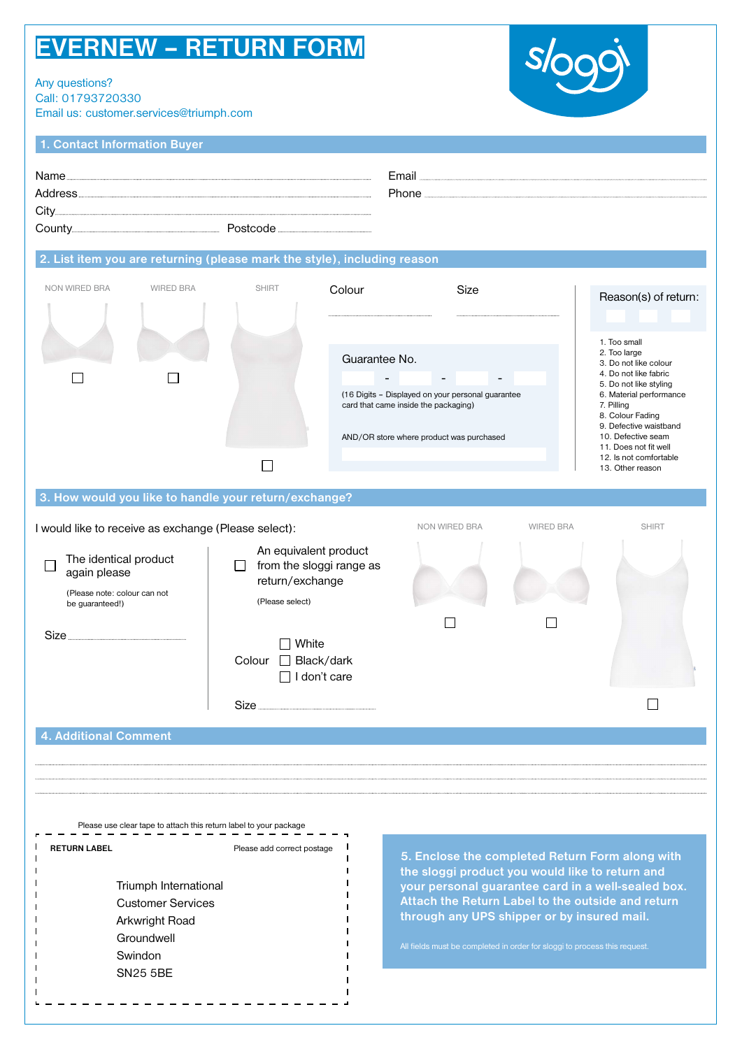# EVERNEW – RETURN FORM

Any questions?
Call: 01793720330
Email us: customer.services@triumph.com

sloggi

## 1. Contact Information Buyer

Name ..............................................

Address ..............................................

City ..............................................

County .............................. Postcode ..............................

Email ..............................................

Phone ..............................................

## 2. List item you are returning (please mark the style), including reason

NON WIRED BRA ☐

WIRED BRA ☐

SHIRT ☐

Colour ..............................

Size ..............................

Guarantee No.

[ ] - [ ] - [ ] - [ ]

(16 Digits – Displayed on your personal guarantee card that came inside the packaging)

AND/OR store where product was purchased

Reason(s) of return:

1. Too small
2. Too large
3. Do not like colour
4. Do not like fabric
5. Do not like styling
6. Material performance
7. Pilling
8. Colour Fading
9. Defective waistband
10. Defective seam
11. Does not fit well
12. Is not comfortable
13. Other reason

## 3. How would you like to handle your return/exchange?

I would like to receive as exchange (Please select):

☐ The identical product again please

(Please note: colour can not be guaranteed!)

Size ..............................

☐ An equivalent product from the sloggi range as return/exchange

(Please select)

NON WIRED BRA ☐

WIRED BRA ☐

SHIRT ☐

Colour
☐ White
☐ Black/dark
☐ I don't care

Size ..............................

## 4. Additional Comment

..............................................................................................

..............................................................................................

..............................................................................................

Please use clear tape to attach this return label to your package

**RETURN LABEL** Please add correct postage

Triumph International
Customer Services
Arkwright Road
Groundwell
Swindon
SN25 5BE

**5. Enclose the completed Return Form along with the sloggi product you would like to return and your personal guarantee card in a well-sealed box. Attach the Return Label to the outside and return through any UPS shipper or by insured mail.**

All fields must be completed in order for sloggi to process this request.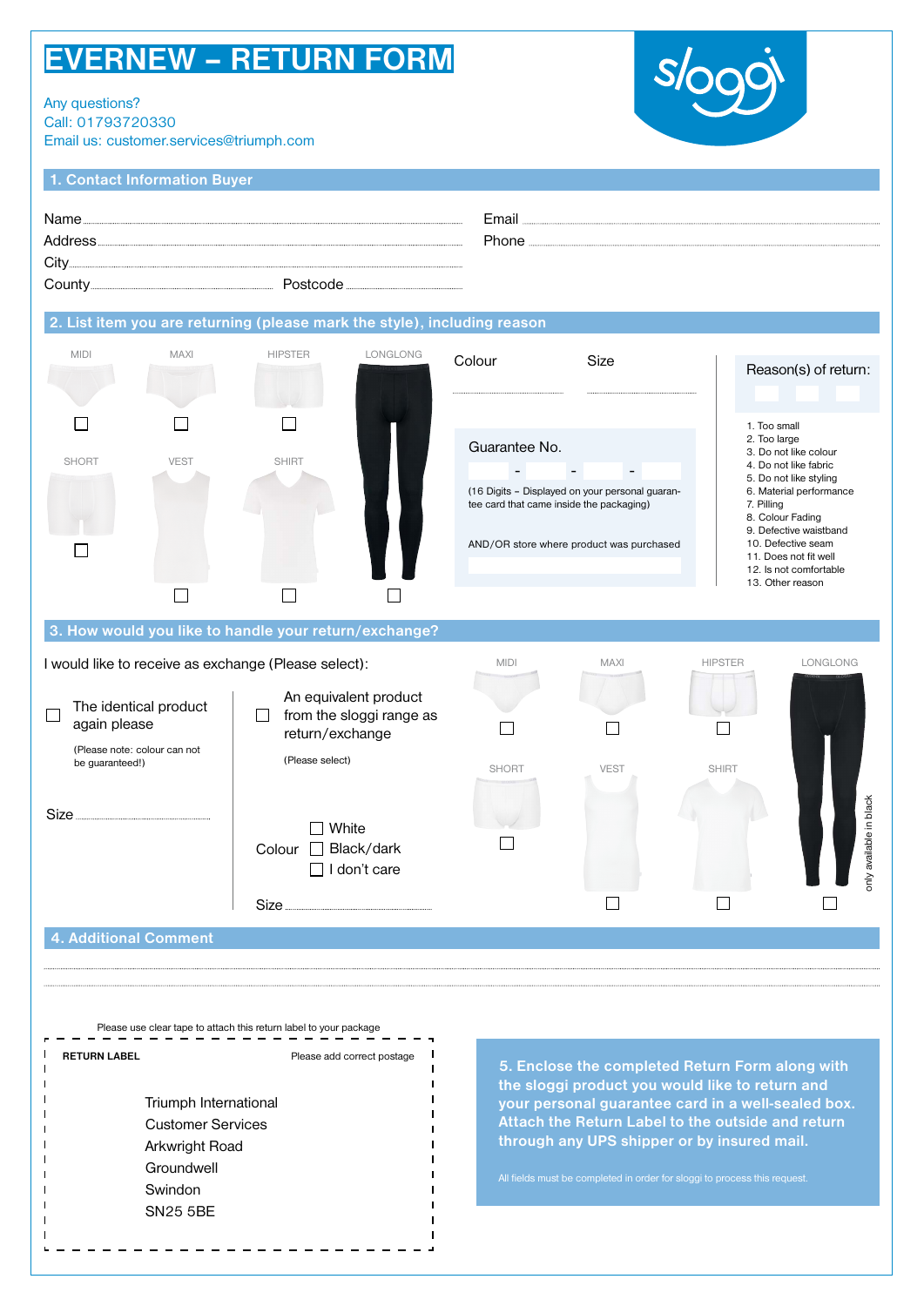# EVERNEW – RETURN FORM

Any questions?
Call: 01793720330
Email us: customer.services@triumph.com

sloggi

## 1. Contact Information Buyer

Name ..............................
Address ..............................
City ..............................
County .................... Postcode ....................

Email ..............................
Phone ..............................

## 2. List item you are returning (please mark the style), including reason

MIDI ☐ MAXI ☐ HIPSTER ☐ LONGLONG ☐

SHORT ☐ VEST ☐ SHIRT ☐

Colour .................... Size ....................

Guarantee No.

- - -

(16 Digits – Displayed on your personal guarantee card that came inside the packaging)

AND/OR store where product was purchased

Reason(s) of return:

1. Too small
2. Too large
3. Do not like colour
4. Do not like fabric
5. Do not like styling
6. Material performance
7. Pilling
8. Colour Fading
9. Defective waistband
10. Defective seam
11. Does not fit well
12. Is not comfortable
13. Other reason

## 3. How would you like to handle your return/exchange?

I would like to receive as exchange (Please select):

☐ The identical product again please

(Please note: colour can not be guaranteed!)

Size ....................

☐ An equivalent product from the sloggi range as return/exchange

(Please select)

Colour ☐ White ☐ Black/dark ☐ I don't care

Size ....................

MIDI ☐ MAXI ☐ HIPSTER ☐ LONGLONG ☐

SHORT ☐ VEST ☐ SHIRT ☐

only available in black

## 4. Additional Comment

..............................

..............................

Please use clear tape to attach this return label to your package

**RETURN LABEL** Please add correct postage

Triumph International
Customer Services
Arkwright Road
Groundwell
Swindon
SN25 5BE

**5. Enclose the completed Return Form along with the sloggi product you would like to return and your personal guarantee card in a well-sealed box. Attach the Return Label to the outside and return through any UPS shipper or by insured mail.**

All fields must be completed in order for sloggi to process this request.